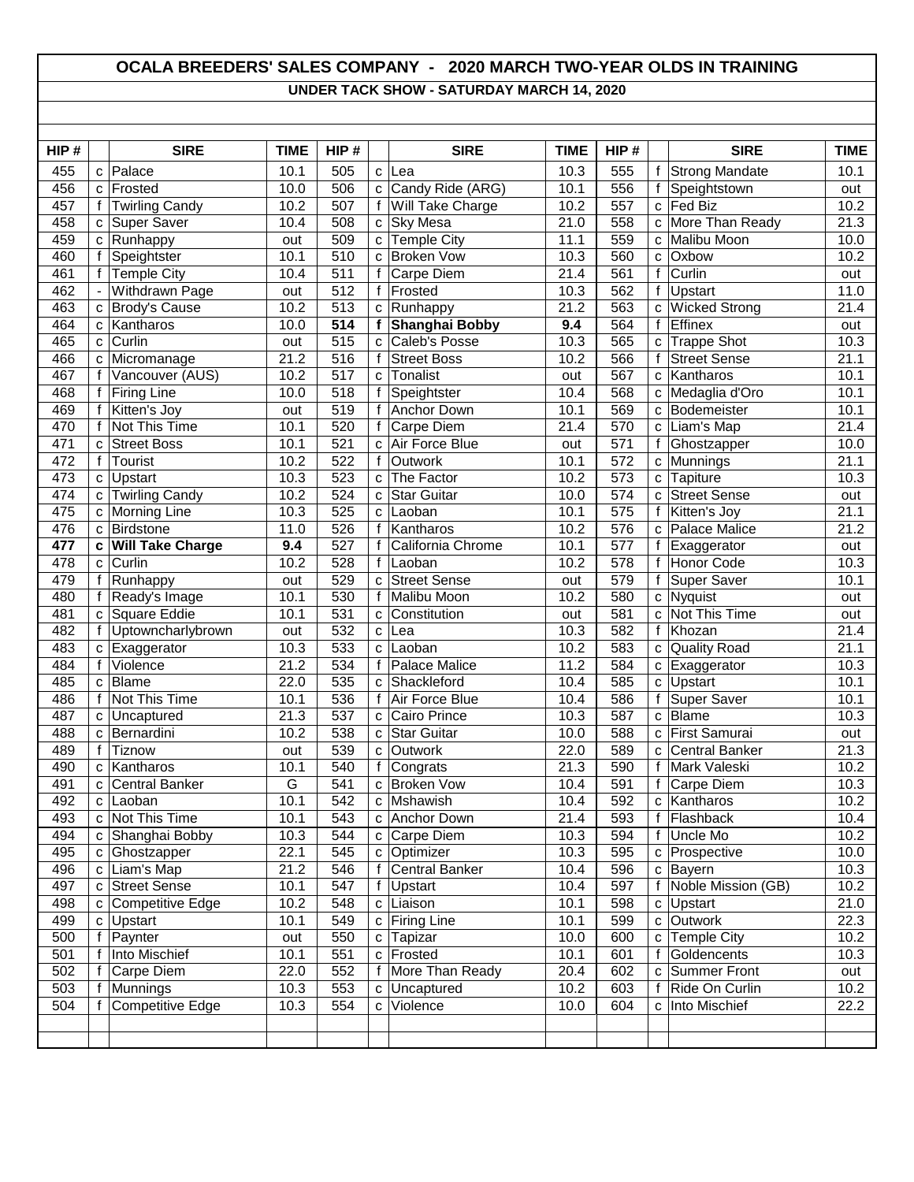# OCALA BREEDERS' SALES COMPANY - 2020 MARCH TWO-YEAR OLDS IN TRAINING

## UNDER TACK SHOW - SATURDAY MARCH 14, 2020

| HIP # | | SIRE | TIME | HIP # | | SIRE | TIME | HIP # | | SIRE | TIME |
|---|---|---|---|---|---|---|---|---|---|---|---|
| 455 | c | Palace | 10.1 | 505 | c | Lea | 10.3 | 555 | f | Strong Mandate | 10.1 |
| 456 | c | Frosted | 10.0 | 506 | c | Candy Ride (ARG) | 10.1 | 556 | f | Speightstown | out |
| 457 | f | Twirling Candy | 10.2 | 507 | f | Will Take Charge | 10.2 | 557 | c | Fed Biz | 10.2 |
| 458 | c | Super Saver | 10.4 | 508 | c | Sky Mesa | 21.0 | 558 | c | More Than Ready | 21.3 |
| 459 | c | Runhappy | out | 509 | c | Temple City | 11.1 | 559 | c | Malibu Moon | 10.0 |
| 460 | f | Speightster | 10.1 | 510 | c | Broken Vow | 10.3 | 560 | c | Oxbow | 10.2 |
| 461 | f | Temple City | 10.4 | 511 | f | Carpe Diem | 21.4 | 561 | f | Curlin | out |
| 462 | - | Withdrawn Page | out | 512 | f | Frosted | 10.3 | 562 | f | Upstart | 11.0 |
| 463 | c | Brody's Cause | 10.2 | 513 | c | Runhappy | 21.2 | 563 | c | Wicked Strong | 21.4 |
| 464 | c | Kantharos | 10.0 | **514** | **f** | **Shanghai Bobby** | **9.4** | 564 | f | Effinex | out |
| 465 | c | Curlin | out | 515 | c | Caleb's Posse | 10.3 | 565 | c | Trappe Shot | 10.3 |
| 466 | c | Micromanage | 21.2 | 516 | f | Street Boss | 10.2 | 566 | f | Street Sense | 21.1 |
| 467 | f | Vancouver (AUS) | 10.2 | 517 | c | Tonalist | out | 567 | c | Kantharos | 10.1 |
| 468 | f | Firing Line | 10.0 | 518 | f | Speightster | 10.4 | 568 | c | Medaglia d'Oro | 10.1 |
| 469 | f | Kitten's Joy | out | 519 | f | Anchor Down | 10.1 | 569 | c | Bodemeister | 10.1 |
| 470 | f | Not This Time | 10.1 | 520 | f | Carpe Diem | 21.4 | 570 | c | Liam's Map | 21.4 |
| 471 | c | Street Boss | 10.1 | 521 | c | Air Force Blue | out | 571 | f | Ghostzapper | 10.0 |
| 472 | f | Tourist | 10.2 | 522 | f | Outwork | 10.1 | 572 | c | Munnings | 21.1 |
| 473 | c | Upstart | 10.3 | 523 | c | The Factor | 10.2 | 573 | c | Tapiture | 10.3 |
| 474 | c | Twirling Candy | 10.2 | 524 | c | Star Guitar | 10.0 | 574 | c | Street Sense | out |
| 475 | c | Morning Line | 10.3 | 525 | c | Laoban | 10.1 | 575 | f | Kitten's Joy | 21.1 |
| 476 | c | Birdstone | 11.0 | 526 | f | Kantharos | 10.2 | 576 | c | Palace Malice | 21.2 |
| **477** | **c** | **Will Take Charge** | **9.4** | 527 | f | California Chrome | 10.1 | 577 | f | Exaggerator | out |
| 478 | c | Curlin | 10.2 | 528 | f | Laoban | 10.2 | 578 | f | Honor Code | 10.3 |
| 479 | f | Runhappy | out | 529 | c | Street Sense | out | 579 | f | Super Saver | 10.1 |
| 480 | f | Ready's Image | 10.1 | 530 | f | Malibu Moon | 10.2 | 580 | c | Nyquist | out |
| 481 | c | Square Eddie | 10.1 | 531 | c | Constitution | out | 581 | c | Not This Time | out |
| 482 | f | Uptowncharlybrown | out | 532 | c | Lea | 10.3 | 582 | f | Khozan | 21.4 |
| 483 | c | Exaggerator | 10.3 | 533 | c | Laoban | 10.2 | 583 | c | Quality Road | 21.1 |
| 484 | f | Violence | 21.2 | 534 | f | Palace Malice | 11.2 | 584 | c | Exaggerator | 10.3 |
| 485 | c | Blame | 22.0 | 535 | c | Shackleford | 10.4 | 585 | c | Upstart | 10.1 |
| 486 | f | Not This Time | 10.1 | 536 | f | Air Force Blue | 10.4 | 586 | f | Super Saver | 10.1 |
| 487 | c | Uncaptured | 21.3 | 537 | c | Cairo Prince | 10.3 | 587 | c | Blame | 10.3 |
| 488 | c | Bernardini | 10.2 | 538 | c | Star Guitar | 10.0 | 588 | c | First Samurai | out |
| 489 | f | Tiznow | out | 539 | c | Outwork | 22.0 | 589 | c | Central Banker | 21.3 |
| 490 | c | Kantharos | 10.1 | 540 | f | Congrats | 21.3 | 590 | f | Mark Valeski | 10.2 |
| 491 | c | Central Banker | G | 541 | c | Broken Vow | 10.4 | 591 | f | Carpe Diem | 10.3 |
| 492 | c | Laoban | 10.1 | 542 | c | Mshawish | 10.4 | 592 | c | Kantharos | 10.2 |
| 493 | c | Not This Time | 10.1 | 543 | c | Anchor Down | 21.4 | 593 | f | Flashback | 10.4 |
| 494 | c | Shanghai Bobby | 10.3 | 544 | c | Carpe Diem | 10.3 | 594 | f | Uncle Mo | 10.2 |
| 495 | c | Ghostzapper | 22.1 | 545 | c | Optimizer | 10.3 | 595 | c | Prospective | 10.0 |
| 496 | c | Liam's Map | 21.2 | 546 | f | Central Banker | 10.4 | 596 | c | Bayern | 10.3 |
| 497 | c | Street Sense | 10.1 | 547 | f | Upstart | 10.4 | 597 | f | Noble Mission (GB) | 10.2 |
| 498 | c | Competitive Edge | 10.2 | 548 | c | Liaison | 10.1 | 598 | c | Upstart | 21.0 |
| 499 | c | Upstart | 10.1 | 549 | c | Firing Line | 10.1 | 599 | c | Outwork | 22.3 |
| 500 | f | Paynter | out | 550 | c | Tapizar | 10.0 | 600 | c | Temple City | 10.2 |
| 501 | f | Into Mischief | 10.1 | 551 | c | Frosted | 10.1 | 601 | f | Goldencents | 10.3 |
| 502 | f | Carpe Diem | 22.0 | 552 | f | More Than Ready | 20.4 | 602 | c | Summer Front | out |
| 503 | f | Munnings | 10.3 | 553 | c | Uncaptured | 10.2 | 603 | f | Ride On Curlin | 10.2 |
| 504 | f | Competitive Edge | 10.3 | 554 | c | Violence | 10.0 | 604 | c | Into Mischief | 22.2 |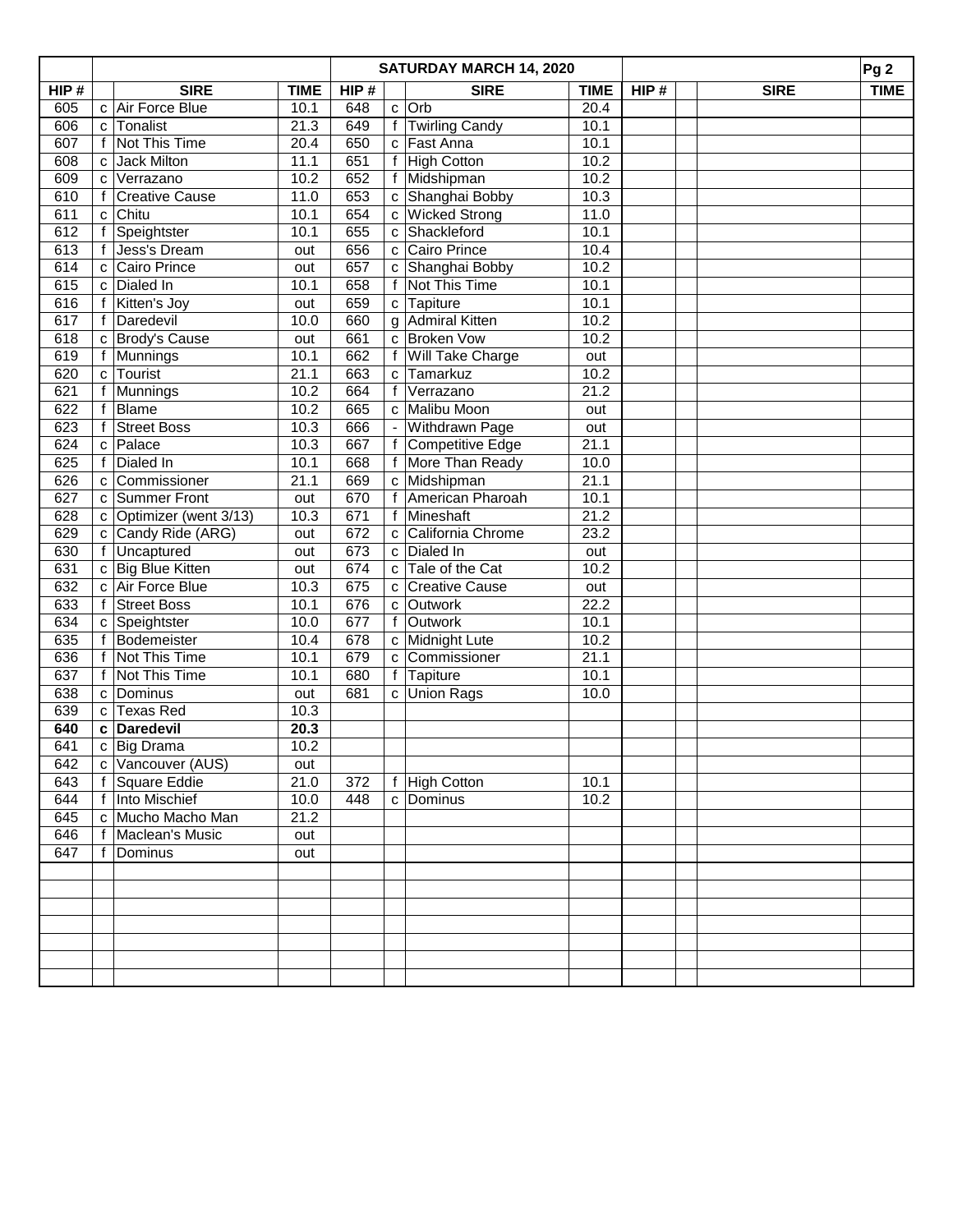| | | | | SATURDAY MARCH 14, 2020 | | | | | | Pg 2 |
|---|---|---|---|---|---|---|---|---|---|---|
| HIP # | | SIRE | TIME | HIP # | | SIRE | TIME | HIP # | | SIRE | TIME |
| 605 | c | Air Force Blue | 10.1 | 648 | c | Orb | 20.4 | | | | |
| 606 | c | Tonalist | 21.3 | 649 | f | Twirling Candy | 10.1 | | | | |
| 607 | f | Not This Time | 20.4 | 650 | c | Fast Anna | 10.1 | | | | |
| 608 | c | Jack Milton | 11.1 | 651 | f | High Cotton | 10.2 | | | | |
| 609 | c | Verrazano | 10.2 | 652 | f | Midshipman | 10.2 | | | | |
| 610 | f | Creative Cause | 11.0 | 653 | c | Shanghai Bobby | 10.3 | | | | |
| 611 | c | Chitu | 10.1 | 654 | c | Wicked Strong | 11.0 | | | | |
| 612 | f | Speightster | 10.1 | 655 | c | Shackleford | 10.1 | | | | |
| 613 | f | Jess's Dream | out | 656 | c | Cairo Prince | 10.4 | | | | |
| 614 | c | Cairo Prince | out | 657 | c | Shanghai Bobby | 10.2 | | | | |
| 615 | c | Dialed In | 10.1 | 658 | f | Not This Time | 10.1 | | | | |
| 616 | f | Kitten's Joy | out | 659 | c | Tapiture | 10.1 | | | | |
| 617 | f | Daredevil | 10.0 | 660 | g | Admiral Kitten | 10.2 | | | | |
| 618 | c | Brody's Cause | out | 661 | c | Broken Vow | 10.2 | | | | |
| 619 | f | Munnings | 10.1 | 662 | f | Will Take Charge | out | | | | |
| 620 | c | Tourist | 21.1 | 663 | c | Tamarkuz | 10.2 | | | | |
| 621 | f | Munnings | 10.2 | 664 | f | Verrazano | 21.2 | | | | |
| 622 | f | Blame | 10.2 | 665 | c | Malibu Moon | out | | | | |
| 623 | f | Street Boss | 10.3 | 666 | - | Withdrawn Page | out | | | | |
| 624 | c | Palace | 10.3 | 667 | f | Competitive Edge | 21.1 | | | | |
| 625 | f | Dialed In | 10.1 | 668 | f | More Than Ready | 10.0 | | | | |
| 626 | c | Commissioner | 21.1 | 669 | c | Midshipman | 21.1 | | | | |
| 627 | c | Summer Front | out | 670 | f | American Pharoah | 10.1 | | | | |
| 628 | c | Optimizer (went 3/13) | 10.3 | 671 | f | Mineshaft | 21.2 | | | | |
| 629 | c | Candy Ride (ARG) | out | 672 | c | California Chrome | 23.2 | | | | |
| 630 | f | Uncaptured | out | 673 | c | Dialed In | out | | | | |
| 631 | c | Big Blue Kitten | out | 674 | c | Tale of the Cat | 10.2 | | | | |
| 632 | c | Air Force Blue | 10.3 | 675 | c | Creative Cause | out | | | | |
| 633 | f | Street Boss | 10.1 | 676 | c | Outwork | 22.2 | | | | |
| 634 | c | Speightster | 10.0 | 677 | f | Outwork | 10.1 | | | | |
| 635 | f | Bodemeister | 10.4 | 678 | c | Midnight Lute | 10.2 | | | | |
| 636 | f | Not This Time | 10.1 | 679 | c | Commissioner | 21.1 | | | | |
| 637 | f | Not This Time | 10.1 | 680 | f | Tapiture | 10.1 | | | | |
| 638 | c | Dominus | out | 681 | c | Union Rags | 10.0 | | | | |
| 639 | c | Texas Red | 10.3 | | | | | | | | |
| **640** | **c** | **Daredevil** | **20.3** | | | | | | | | |
| 641 | c | Big Drama | 10.2 | | | | | | | | |
| 642 | c | Vancouver (AUS) | out | | | | | | | | |
| 643 | f | Square Eddie | 21.0 | 372 | f | High Cotton | 10.1 | | | | |
| 644 | f | Into Mischief | 10.0 | 448 | c | Dominus | 10.2 | | | | |
| 645 | c | Mucho Macho Man | 21.2 | | | | | | | | |
| 646 | f | Maclean's Music | out | | | | | | | | |
| 647 | f | Dominus | out | | | | | | | | |